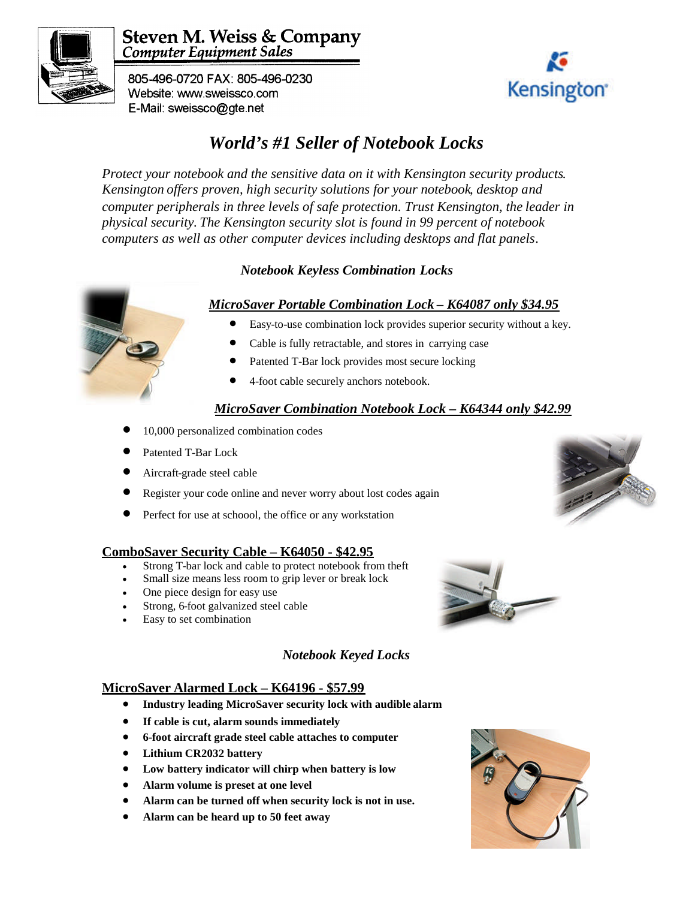**Steven M. Weiss & Company**
*Computer Equipment Sales*

805-496-0720 FAX: 805-496-0230
Website: www.sweissco.com
E-Mail: sweissco@gte.net

Kensington®

# *World's #1 Seller of Notebook Locks*

*Protect your notebook and the sensitive data on it with Kensington security products. Kensington offers proven, high security solutions for your notebook, desktop and computer peripherals in three levels of safe protection. Trust Kensington, the leader in physical security. The Kensington security slot is found in 99 percent of notebook computers as well as other computer devices including desktops and flat panels.*

## *Notebook Keyless Combination Locks*

### ***MicroSaver Portable Combination Lock – K64087 only $34.95***

- Easy-to-use combination lock provides superior security without a key.
- Cable is fully retractable, and stores in carrying case
- Patented T-Bar lock provides most secure locking
- 4-foot cable securely anchors notebook.

### ***MicroSaver Combination Notebook Lock – K64344 only $42.99***

- 10,000 personalized combination codes
- Patented T-Bar Lock
- Aircraft-grade steel cable
- Register your code online and never worry about lost codes again
- Perfect for use at schoool, the office or any workstation

### **ComboSaver Security Cable – K64050 - $42.95**

- Strong T-bar lock and cable to protect notebook from theft
- Small size means less room to grip lever or break lock
- One piece design for easy use
- Strong, 6-foot galvanized steel cable
- Easy to set combination

## *Notebook Keyed Locks*

### **MicroSaver Alarmed Lock – K64196 - $57.99**

- **Industry leading MicroSaver security lock with audible alarm**
- **If cable is cut, alarm sounds immediately**
- **6-foot aircraft grade steel cable attaches to computer**
- **Lithium CR2032 battery**
- **Low battery indicator will chirp when battery is low**
- **Alarm volume is preset at one level**
- **Alarm can be turned off when security lock is not in use.**
- **Alarm can be heard up to 50 feet away**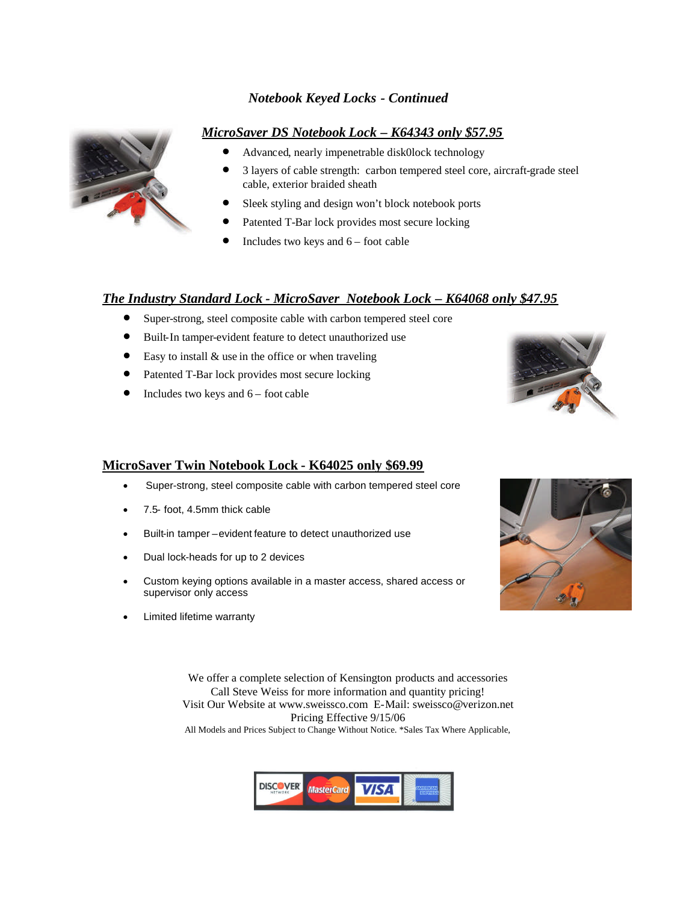## *Notebook Keyed Locks - Continued*

### ***MicroSaver DS Notebook Lock – K64343 only $57.95***

- Advanced, nearly impenetrable disk0lock technology
- 3 layers of cable strength: carbon tempered steel core, aircraft-grade steel cable, exterior braided sheath
- Sleek styling and design won't block notebook ports
- Patented T-Bar lock provides most secure locking
- Includes two keys and 6 – foot cable

### ***The Industry Standard Lock - MicroSaver Notebook Lock – K64068 only $47.95***

- Super-strong, steel composite cable with carbon tempered steel core
- Built-In tamper-evident feature to detect unauthorized use
- Easy to install & use in the office or when traveling
- Patented T-Bar lock provides most secure locking
- Includes two keys and 6 – foot cable

### **MicroSaver Twin Notebook Lock - K64025 only $69.99**

- Super-strong, steel composite cable with carbon tempered steel core
- 7.5- foot, 4.5mm thick cable
- Built-in tamper – evident feature to detect unauthorized use
- Dual lock-heads for up to 2 devices
- Custom keying options available in a master access, shared access or supervisor only access
- Limited lifetime warranty

We offer a complete selection of Kensington products and accessories
Call Steve Weiss for more information and quantity pricing!
Visit Our Website at www.sweissco.com E-Mail: sweissco@verizon.net
Pricing Effective 9/15/06
All Models and Prices Subject to Change Without Notice. *Sales Tax Where Applicable,